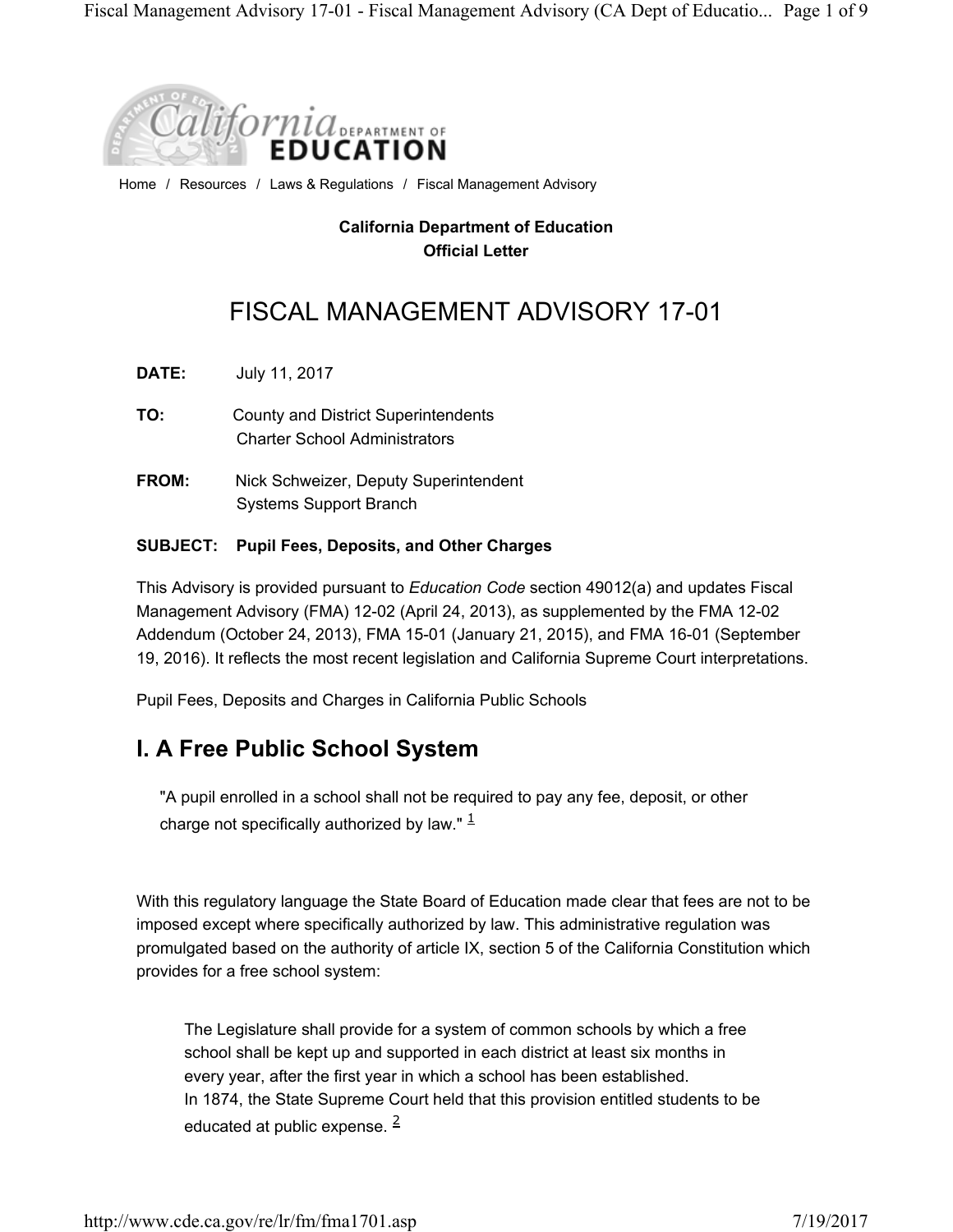Home / Resources / Laws & Regulations / Fiscal Management Advisory

**California Department of Education**
**Official Letter**

# FISCAL MANAGEMENT ADVISORY 17-01

**DATE:** July 11, 2017

**TO:** County and District Superintendents
Charter School Administrators

**FROM:** Nick Schweizer, Deputy Superintendent
Systems Support Branch

**SUBJECT: Pupil Fees, Deposits, and Other Charges**

This Advisory is provided pursuant to *Education Code* section 49012(a) and updates Fiscal Management Advisory (FMA) 12-02 (April 24, 2013), as supplemented by the FMA 12-02 Addendum (October 24, 2013), FMA 15-01 (January 21, 2015), and FMA 16-01 (September 19, 2016). It reflects the most recent legislation and California Supreme Court interpretations.

Pupil Fees, Deposits and Charges in California Public Schools

## I. A Free Public School System

> "A pupil enrolled in a school shall not be required to pay any fee, deposit, or other charge not specifically authorized by law." [1]

With this regulatory language the State Board of Education made clear that fees are not to be imposed except where specifically authorized by law. This administrative regulation was promulgated based on the authority of article IX, section 5 of the California Constitution which provides for a free school system:

> The Legislature shall provide for a system of common schools by which a free school shall be kept up and supported in each district at least six months in every year, after the first year in which a school has been established.
> In 1874, the State Supreme Court held that this provision entitled students to be educated at public expense. [2]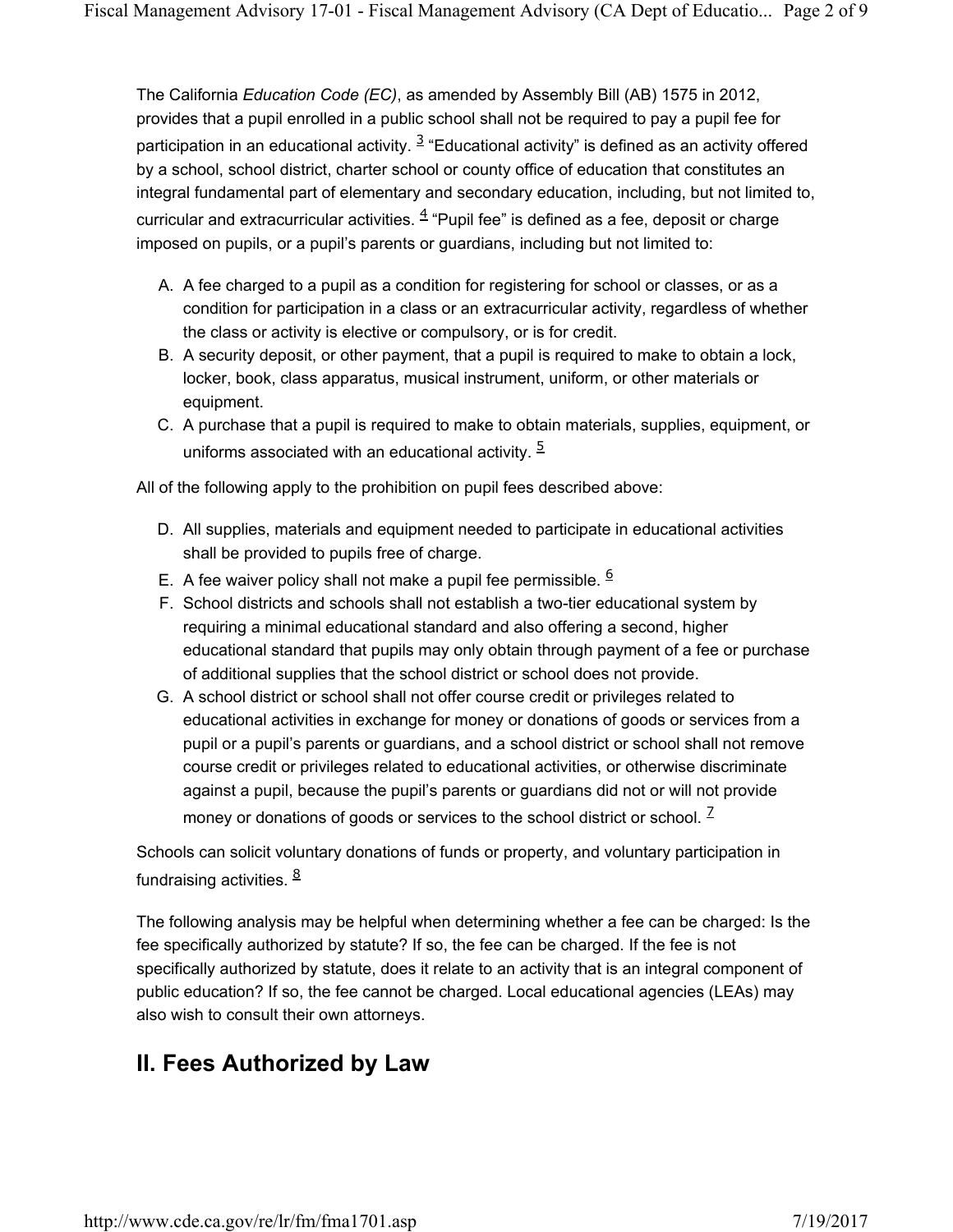The California *Education Code (EC)*, as amended by Assembly Bill (AB) 1575 in 2012, provides that a pupil enrolled in a public school shall not be required to pay a pupil fee for participation in an educational activity. [3] "Educational activity" is defined as an activity offered by a school, school district, charter school or county office of education that constitutes an integral fundamental part of elementary and secondary education, including, but not limited to, curricular and extracurricular activities. [4] "Pupil fee" is defined as a fee, deposit or charge imposed on pupils, or a pupil's parents or guardians, including but not limited to:

A. A fee charged to a pupil as a condition for registering for school or classes, or as a condition for participation in a class or an extracurricular activity, regardless of whether the class or activity is elective or compulsory, or is for credit.
B. A security deposit, or other payment, that a pupil is required to make to obtain a lock, locker, book, class apparatus, musical instrument, uniform, or other materials or equipment.
C. A purchase that a pupil is required to make to obtain materials, supplies, equipment, or uniforms associated with an educational activity. [5]

All of the following apply to the prohibition on pupil fees described above:

D. All supplies, materials and equipment needed to participate in educational activities shall be provided to pupils free of charge.
E. A fee waiver policy shall not make a pupil fee permissible. [6]
F. School districts and schools shall not establish a two-tier educational system by requiring a minimal educational standard and also offering a second, higher educational standard that pupils may only obtain through payment of a fee or purchase of additional supplies that the school district or school does not provide.
G. A school district or school shall not offer course credit or privileges related to educational activities in exchange for money or donations of goods or services from a pupil or a pupil's parents or guardians, and a school district or school shall not remove course credit or privileges related to educational activities, or otherwise discriminate against a pupil, because the pupil's parents or guardians did not or will not provide money or donations of goods or services to the school district or school. [7]

Schools can solicit voluntary donations of funds or property, and voluntary participation in fundraising activities. [8]

The following analysis may be helpful when determining whether a fee can be charged: Is the fee specifically authorized by statute? If so, the fee can be charged. If the fee is not specifically authorized by statute, does it relate to an activity that is an integral component of public education? If so, the fee cannot be charged. Local educational agencies (LEAs) may also wish to consult their own attorneys.

## II. Fees Authorized by Law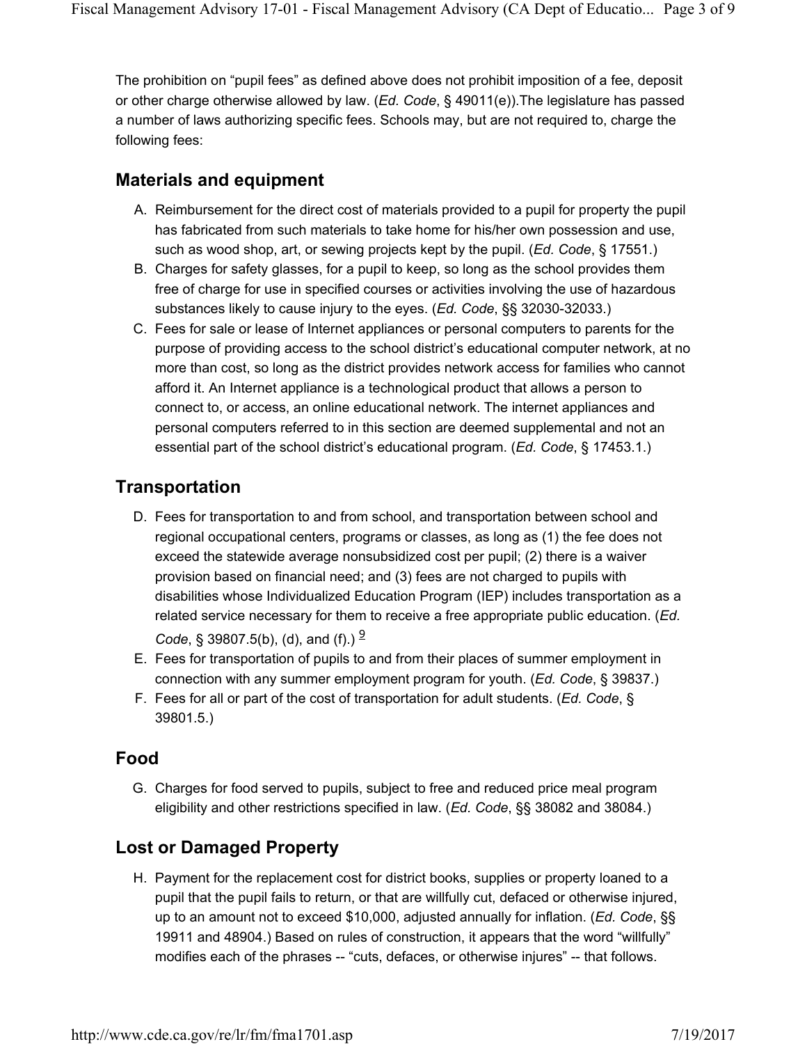The prohibition on "pupil fees" as defined above does not prohibit imposition of a fee, deposit or other charge otherwise allowed by law. (*Ed. Code*, § 49011(e)).The legislature has passed a number of laws authorizing specific fees. Schools may, but are not required to, charge the following fees:

## Materials and equipment

A. Reimbursement for the direct cost of materials provided to a pupil for property the pupil has fabricated from such materials to take home for his/her own possession and use, such as wood shop, art, or sewing projects kept by the pupil. (*Ed. Code*, § 17551.)
B. Charges for safety glasses, for a pupil to keep, so long as the school provides them free of charge for use in specified courses or activities involving the use of hazardous substances likely to cause injury to the eyes. (*Ed. Code*, §§ 32030-32033.)
C. Fees for sale or lease of Internet appliances or personal computers to parents for the purpose of providing access to the school district's educational computer network, at no more than cost, so long as the district provides network access for families who cannot afford it. An Internet appliance is a technological product that allows a person to connect to, or access, an online educational network. The internet appliances and personal computers referred to in this section are deemed supplemental and not an essential part of the school district's educational program. (*Ed. Code*, § 17453.1.)

## Transportation

D. Fees for transportation to and from school, and transportation between school and regional occupational centers, programs or classes, as long as (1) the fee does not exceed the statewide average nonsubsidized cost per pupil; (2) there is a waiver provision based on financial need; and (3) fees are not charged to pupils with disabilities whose Individualized Education Program (IEP) includes transportation as a related service necessary for them to receive a free appropriate public education. (*Ed. Code*, § 39807.5(b), (d), and (f).) [9]
E. Fees for transportation of pupils to and from their places of summer employment in connection with any summer employment program for youth. (*Ed. Code*, § 39837.)
F. Fees for all or part of the cost of transportation for adult students. (*Ed. Code*, § 39801.5.)

## Food

G. Charges for food served to pupils, subject to free and reduced price meal program eligibility and other restrictions specified in law. (*Ed. Code*, §§ 38082 and 38084.)

## Lost or Damaged Property

H. Payment for the replacement cost for district books, supplies or property loaned to a pupil that the pupil fails to return, or that are willfully cut, defaced or otherwise injured, up to an amount not to exceed $10,000, adjusted annually for inflation. (*Ed. Code*, §§ 19911 and 48904.) Based on rules of construction, it appears that the word "willfully" modifies each of the phrases -- "cuts, defaces, or otherwise injures" -- that follows.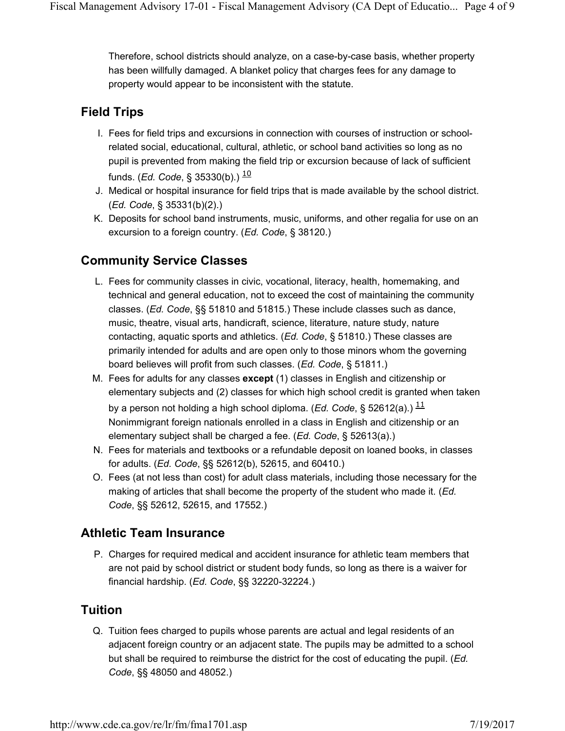Therefore, school districts should analyze, on a case-by-case basis, whether property has been willfully damaged. A blanket policy that charges fees for any damage to property would appear to be inconsistent with the statute.

## Field Trips

I. Fees for field trips and excursions in connection with courses of instruction or school-related social, educational, cultural, athletic, or school band activities so long as no pupil is prevented from making the field trip or excursion because of lack of sufficient funds. (*Ed. Code*, § 35330(b).) [10]

J. Medical or hospital insurance for field trips that is made available by the school district. (*Ed. Code*, § 35331(b)(2).)

K. Deposits for school band instruments, music, uniforms, and other regalia for use on an excursion to a foreign country. (*Ed. Code*, § 38120.)

## Community Service Classes

L. Fees for community classes in civic, vocational, literacy, health, homemaking, and technical and general education, not to exceed the cost of maintaining the community classes. (*Ed. Code*, §§ 51810 and 51815.) These include classes such as dance, music, theatre, visual arts, handicraft, science, literature, nature study, nature contacting, aquatic sports and athletics. (*Ed. Code*, § 51810.) These classes are primarily intended for adults and are open only to those minors whom the governing board believes will profit from such classes. (*Ed. Code*, § 51811.)

M. Fees for adults for any classes **except** (1) classes in English and citizenship or elementary subjects and (2) classes for which high school credit is granted when taken by a person not holding a high school diploma. (*Ed. Code*, § 52612(a).) [11] Nonimmigrant foreign nationals enrolled in a class in English and citizenship or an elementary subject shall be charged a fee. (*Ed. Code*, § 52613(a).)

N. Fees for materials and textbooks or a refundable deposit on loaned books, in classes for adults. (*Ed. Code*, §§ 52612(b), 52615, and 60410.)

O. Fees (at not less than cost) for adult class materials, including those necessary for the making of articles that shall become the property of the student who made it. (*Ed. Code*, §§ 52612, 52615, and 17552.)

## Athletic Team Insurance

P. Charges for required medical and accident insurance for athletic team members that are not paid by school district or student body funds, so long as there is a waiver for financial hardship. (*Ed. Code*, §§ 32220-32224.)

## Tuition

Q. Tuition fees charged to pupils whose parents are actual and legal residents of an adjacent foreign country or an adjacent state. The pupils may be admitted to a school but shall be required to reimburse the district for the cost of educating the pupil. (*Ed. Code*, §§ 48050 and 48052.)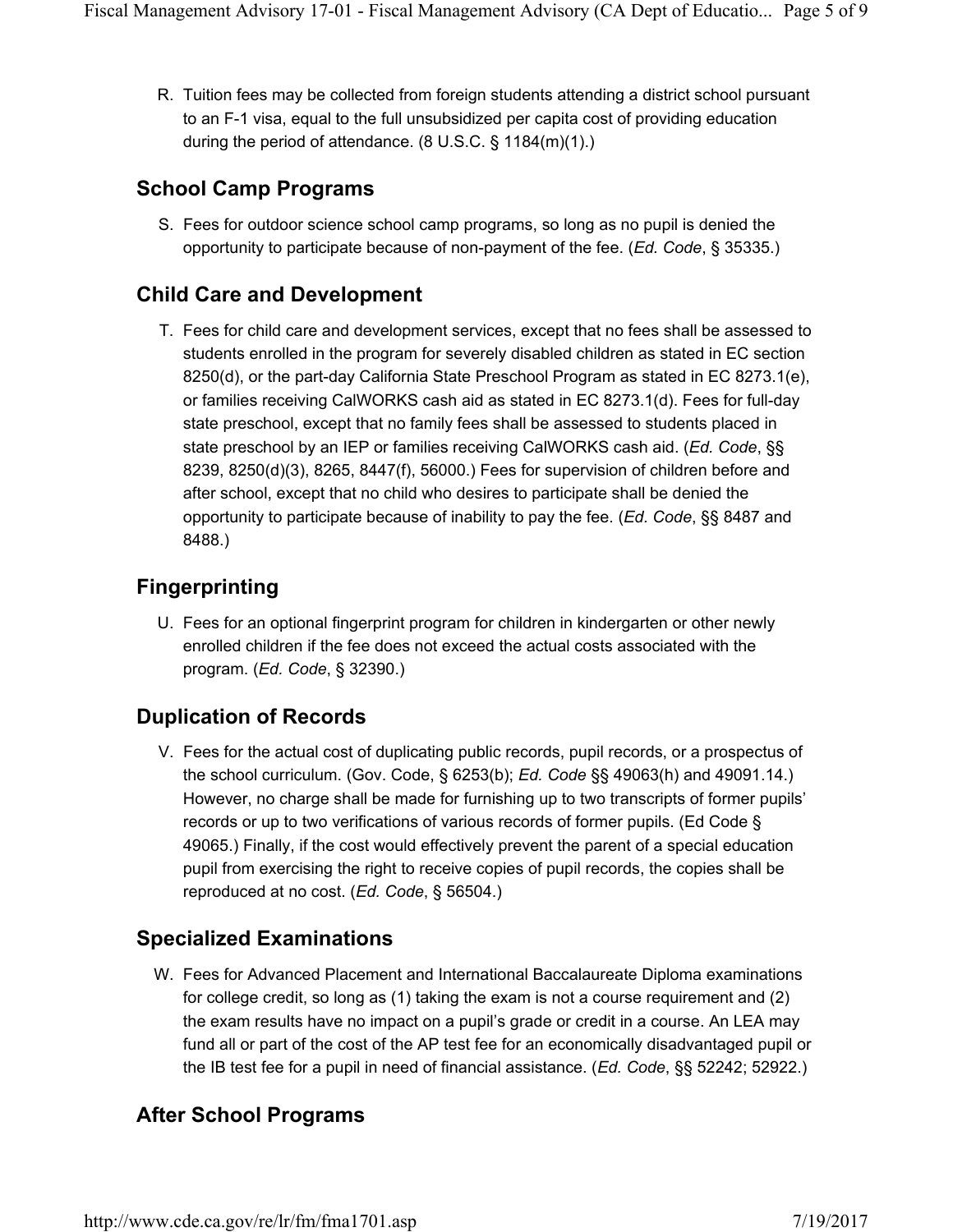R. Tuition fees may be collected from foreign students attending a district school pursuant to an F-1 visa, equal to the full unsubsidized per capita cost of providing education during the period of attendance. (8 U.S.C. § 1184(m)(1).)

## School Camp Programs

S. Fees for outdoor science school camp programs, so long as no pupil is denied the opportunity to participate because of non-payment of the fee. (*Ed. Code*, § 35335.)

## Child Care and Development

T. Fees for child care and development services, except that no fees shall be assessed to students enrolled in the program for severely disabled children as stated in EC section 8250(d), or the part-day California State Preschool Program as stated in EC 8273.1(e), or families receiving CalWORKS cash aid as stated in EC 8273.1(d). Fees for full-day state preschool, except that no family fees shall be assessed to students placed in state preschool by an IEP or families receiving CalWORKS cash aid. (*Ed. Code*, §§ 8239, 8250(d)(3), 8265, 8447(f), 56000.) Fees for supervision of children before and after school, except that no child who desires to participate shall be denied the opportunity to participate because of inability to pay the fee. (*Ed. Code*, §§ 8487 and 8488.)

## Fingerprinting

U. Fees for an optional fingerprint program for children in kindergarten or other newly enrolled children if the fee does not exceed the actual costs associated with the program. (*Ed. Code*, § 32390.)

## Duplication of Records

V. Fees for the actual cost of duplicating public records, pupil records, or a prospectus of the school curriculum. (Gov. Code, § 6253(b); *Ed. Code* §§ 49063(h) and 49091.14.) However, no charge shall be made for furnishing up to two transcripts of former pupils' records or up to two verifications of various records of former pupils. (Ed Code § 49065.) Finally, if the cost would effectively prevent the parent of a special education pupil from exercising the right to receive copies of pupil records, the copies shall be reproduced at no cost. (*Ed. Code*, § 56504.)

## Specialized Examinations

W. Fees for Advanced Placement and International Baccalaureate Diploma examinations for college credit, so long as (1) taking the exam is not a course requirement and (2) the exam results have no impact on a pupil's grade or credit in a course. An LEA may fund all or part of the cost of the AP test fee for an economically disadvantaged pupil or the IB test fee for a pupil in need of financial assistance. (*Ed. Code*, §§ 52242; 52922.)

## After School Programs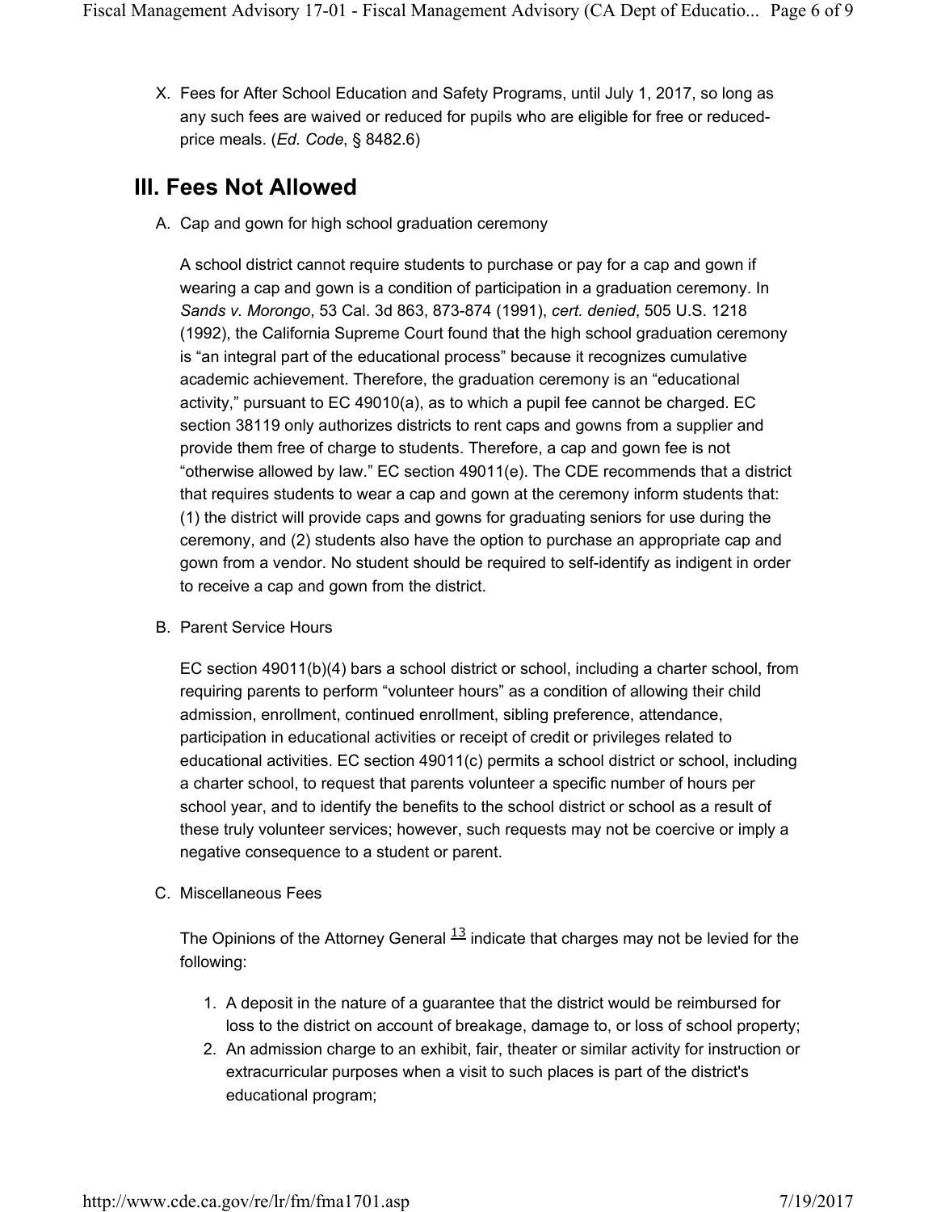X. Fees for After School Education and Safety Programs, until July 1, 2017, so long as any such fees are waived or reduced for pupils who are eligible for free or reduced-price meals. (*Ed. Code*, § 8482.6)

## III. Fees Not Allowed

A. Cap and gown for high school graduation ceremony

   A school district cannot require students to purchase or pay for a cap and gown if wearing a cap and gown is a condition of participation in a graduation ceremony. In *Sands v. Morongo*, 53 Cal. 3d 863, 873-874 (1991), *cert. denied*, 505 U.S. 1218 (1992), the California Supreme Court found that the high school graduation ceremony is "an integral part of the educational process" because it recognizes cumulative academic achievement. Therefore, the graduation ceremony is an "educational activity," pursuant to EC 49010(a), as to which a pupil fee cannot be charged. EC section 38119 only authorizes districts to rent caps and gowns from a supplier and provide them free of charge to students. Therefore, a cap and gown fee is not "otherwise allowed by law." EC section 49011(e). The CDE recommends that a district that requires students to wear a cap and gown at the ceremony inform students that: (1) the district will provide caps and gowns for graduating seniors for use during the ceremony, and (2) students also have the option to purchase an appropriate cap and gown from a vendor. No student should be required to self-identify as indigent in order to receive a cap and gown from the district.

B. Parent Service Hours

   EC section 49011(b)(4) bars a school district or school, including a charter school, from requiring parents to perform "volunteer hours" as a condition of allowing their child admission, enrollment, continued enrollment, sibling preference, attendance, participation in educational activities or receipt of credit or privileges related to educational activities. EC section 49011(c) permits a school district or school, including a charter school, to request that parents volunteer a specific number of hours per school year, and to identify the benefits to the school district or school as a result of these truly volunteer services; however, such requests may not be coercive or imply a negative consequence to a student or parent.

C. Miscellaneous Fees

   The Opinions of the Attorney General [13] indicate that charges may not be levied for the following:

   1. A deposit in the nature of a guarantee that the district would be reimbursed for loss to the district on account of breakage, damage to, or loss of school property;
   2. An admission charge to an exhibit, fair, theater or similar activity for instruction or extracurricular purposes when a visit to such places is part of the district's educational program;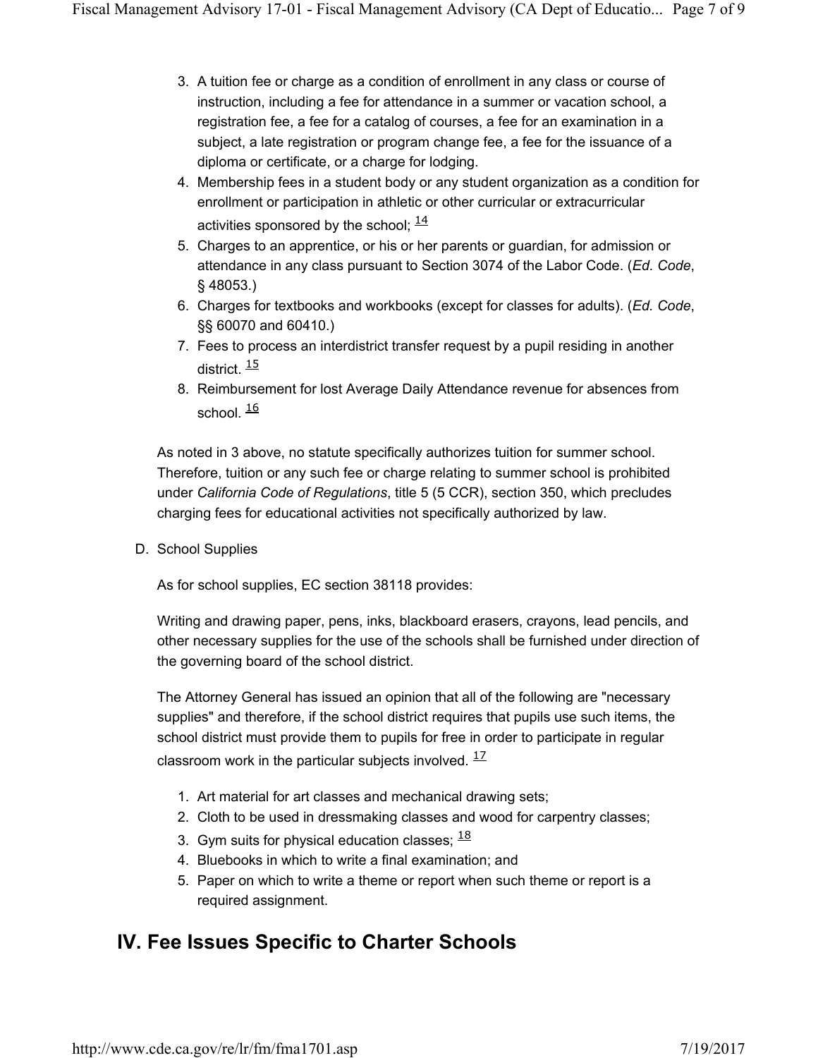3. A tuition fee or charge as a condition of enrollment in any class or course of instruction, including a fee for attendance in a summer or vacation school, a registration fee, a fee for a catalog of courses, a fee for an examination in a subject, a late registration or program change fee, a fee for the issuance of a diploma or certificate, or a charge for lodging.
4. Membership fees in a student body or any student organization as a condition for enrollment or participation in athletic or other curricular or extracurricular activities sponsored by the school; [14]
5. Charges to an apprentice, or his or her parents or guardian, for admission or attendance in any class pursuant to Section 3074 of the Labor Code. (*Ed. Code*, § 48053.)
6. Charges for textbooks and workbooks (except for classes for adults). (*Ed. Code*, §§ 60070 and 60410.)
7. Fees to process an interdistrict transfer request by a pupil residing in another district. [15]
8. Reimbursement for lost Average Daily Attendance revenue for absences from school. [16]

As noted in 3 above, no statute specifically authorizes tuition for summer school. Therefore, tuition or any such fee or charge relating to summer school is prohibited under *California Code of Regulations*, title 5 (5 CCR), section 350, which precludes charging fees for educational activities not specifically authorized by law.

D. School Supplies

As for school supplies, EC section 38118 provides:

Writing and drawing paper, pens, inks, blackboard erasers, crayons, lead pencils, and other necessary supplies for the use of the schools shall be furnished under direction of the governing board of the school district.

The Attorney General has issued an opinion that all of the following are "necessary supplies" and therefore, if the school district requires that pupils use such items, the school district must provide them to pupils for free in order to participate in regular classroom work in the particular subjects involved. [17]

1. Art material for art classes and mechanical drawing sets;
2. Cloth to be used in dressmaking classes and wood for carpentry classes;
3. Gym suits for physical education classes; [18]
4. Bluebooks in which to write a final examination; and
5. Paper on which to write a theme or report when such theme or report is a required assignment.

## IV. Fee Issues Specific to Charter Schools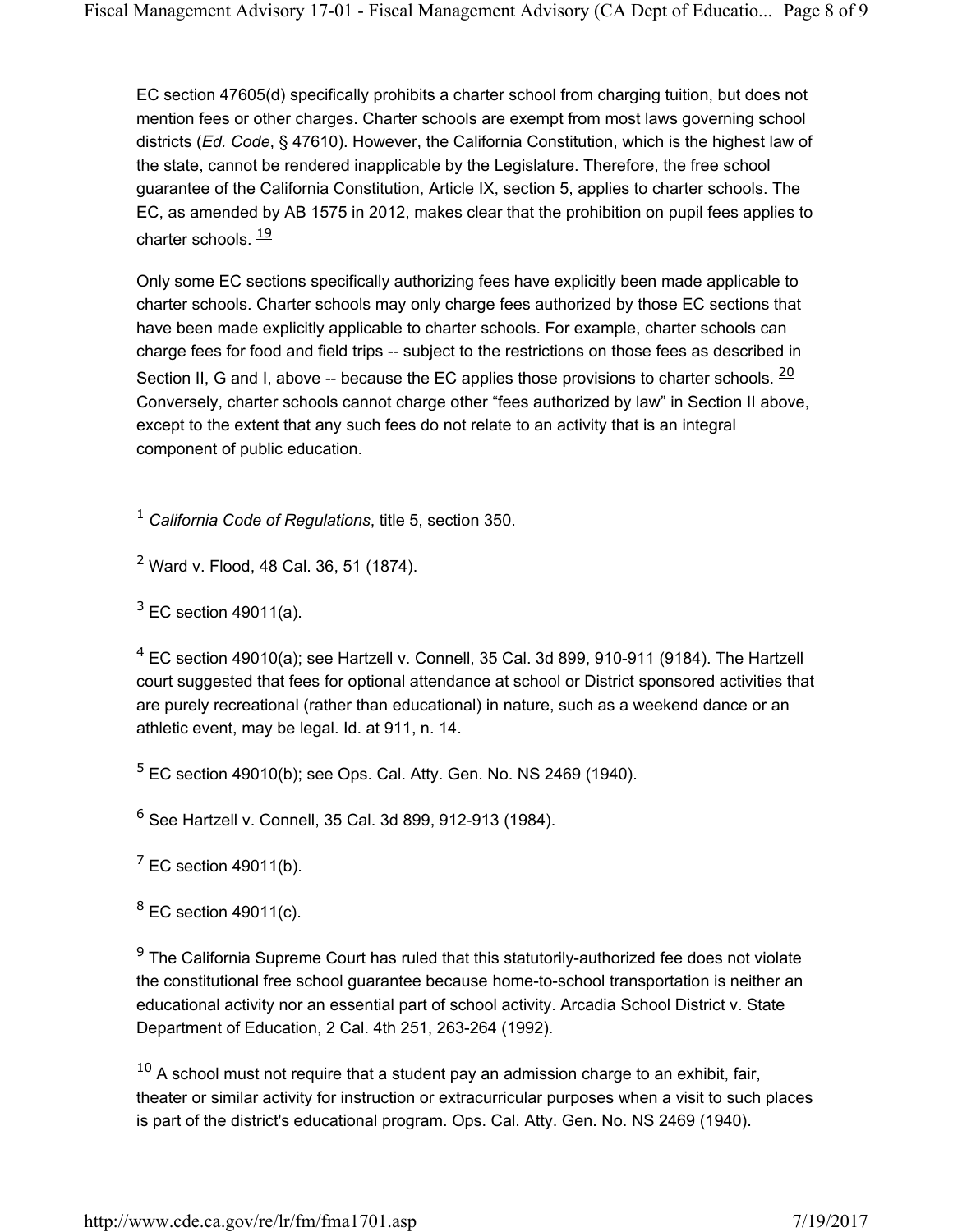EC section 47605(d) specifically prohibits a charter school from charging tuition, but does not mention fees or other charges. Charter schools are exempt from most laws governing school districts (*Ed. Code*, § 47610). However, the California Constitution, which is the highest law of the state, cannot be rendered inapplicable by the Legislature. Therefore, the free school guarantee of the California Constitution, Article IX, section 5, applies to charter schools. The EC, as amended by AB 1575 in 2012, makes clear that the prohibition on pupil fees applies to charter schools. [19]

Only some EC sections specifically authorizing fees have explicitly been made applicable to charter schools. Charter schools may only charge fees authorized by those EC sections that have been made explicitly applicable to charter schools. For example, charter schools can charge fees for food and field trips -- subject to the restrictions on those fees as described in Section II, G and I, above -- because the EC applies those provisions to charter schools. [20] Conversely, charter schools cannot charge other “fees authorized by law” in Section II above, except to the extent that any such fees do not relate to an activity that is an integral component of public education.

---

[1] *California Code of Regulations*, title 5, section 350.

[2] Ward v. Flood, 48 Cal. 36, 51 (1874).

[3] EC section 49011(a).

[4] EC section 49010(a); see Hartzell v. Connell, 35 Cal. 3d 899, 910-911 (9184). The Hartzell court suggested that fees for optional attendance at school or District sponsored activities that are purely recreational (rather than educational) in nature, such as a weekend dance or an athletic event, may be legal. Id. at 911, n. 14.

[5] EC section 49010(b); see Ops. Cal. Atty. Gen. No. NS 2469 (1940).

[6] See Hartzell v. Connell, 35 Cal. 3d 899, 912-913 (1984).

[7] EC section 49011(b).

[8] EC section 49011(c).

[9] The California Supreme Court has ruled that this statutorily-authorized fee does not violate the constitutional free school guarantee because home-to-school transportation is neither an educational activity nor an essential part of school activity. Arcadia School District v. State Department of Education, 2 Cal. 4th 251, 263-264 (1992).

[10] A school must not require that a student pay an admission charge to an exhibit, fair, theater or similar activity for instruction or extracurricular purposes when a visit to such places is part of the district's educational program. Ops. Cal. Atty. Gen. No. NS 2469 (1940).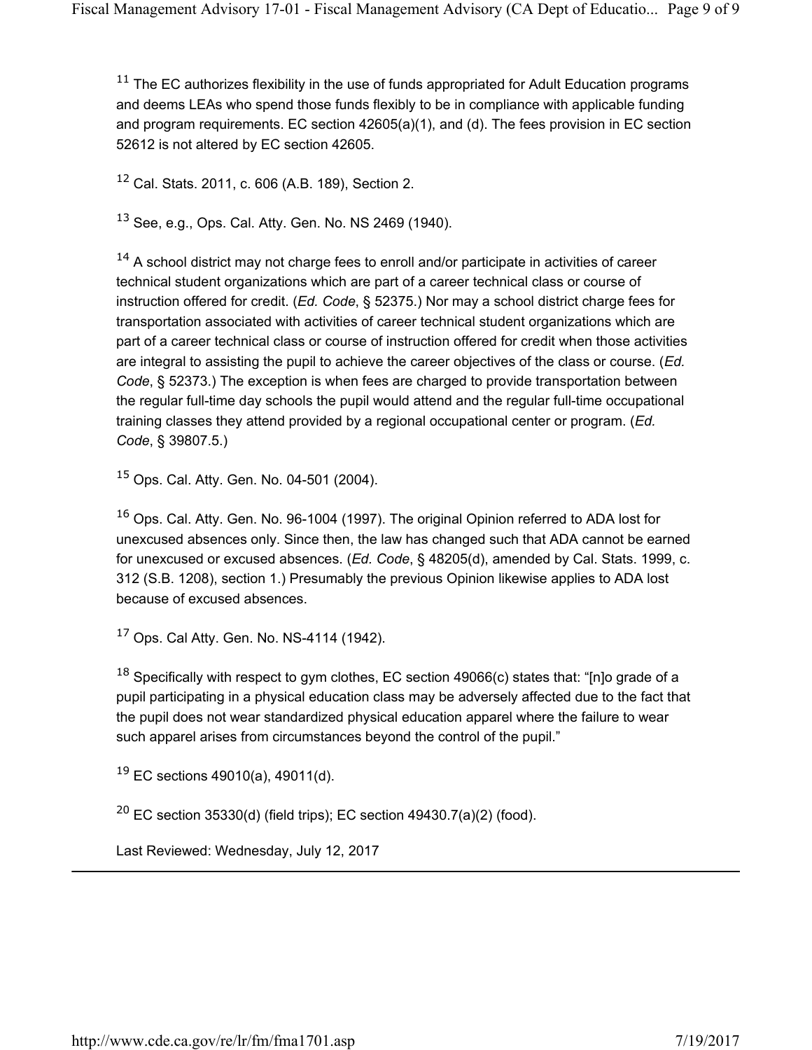[11] The EC authorizes flexibility in the use of funds appropriated for Adult Education programs and deems LEAs who spend those funds flexibly to be in compliance with applicable funding and program requirements. EC section 42605(a)(1), and (d). The fees provision in EC section 52612 is not altered by EC section 42605.

[12] Cal. Stats. 2011, c. 606 (A.B. 189), Section 2.

[13] See, e.g., Ops. Cal. Atty. Gen. No. NS 2469 (1940).

[14] A school district may not charge fees to enroll and/or participate in activities of career technical student organizations which are part of a career technical class or course of instruction offered for credit. (*Ed. Code*, § 52375.) Nor may a school district charge fees for transportation associated with activities of career technical student organizations which are part of a career technical class or course of instruction offered for credit when those activities are integral to assisting the pupil to achieve the career objectives of the class or course. (*Ed. Code*, § 52373.) The exception is when fees are charged to provide transportation between the regular full-time day schools the pupil would attend and the regular full-time occupational training classes they attend provided by a regional occupational center or program. (*Ed. Code*, § 39807.5.)

[15] Ops. Cal. Atty. Gen. No. 04-501 (2004).

[16] Ops. Cal. Atty. Gen. No. 96-1004 (1997). The original Opinion referred to ADA lost for unexcused absences only. Since then, the law has changed such that ADA cannot be earned for unexcused or excused absences. (*Ed. Code*, § 48205(d), amended by Cal. Stats. 1999, c. 312 (S.B. 1208), section 1.) Presumably the previous Opinion likewise applies to ADA lost because of excused absences.

[17] Ops. Cal Atty. Gen. No. NS-4114 (1942).

[18] Specifically with respect to gym clothes, EC section 49066(c) states that: "[n]o grade of a pupil participating in a physical education class may be adversely affected due to the fact that the pupil does not wear standardized physical education apparel where the failure to wear such apparel arises from circumstances beyond the control of the pupil."

[19] EC sections 49010(a), 49011(d).

[20] EC section 35330(d) (field trips); EC section 49430.7(a)(2) (food).

Last Reviewed: Wednesday, July 12, 2017